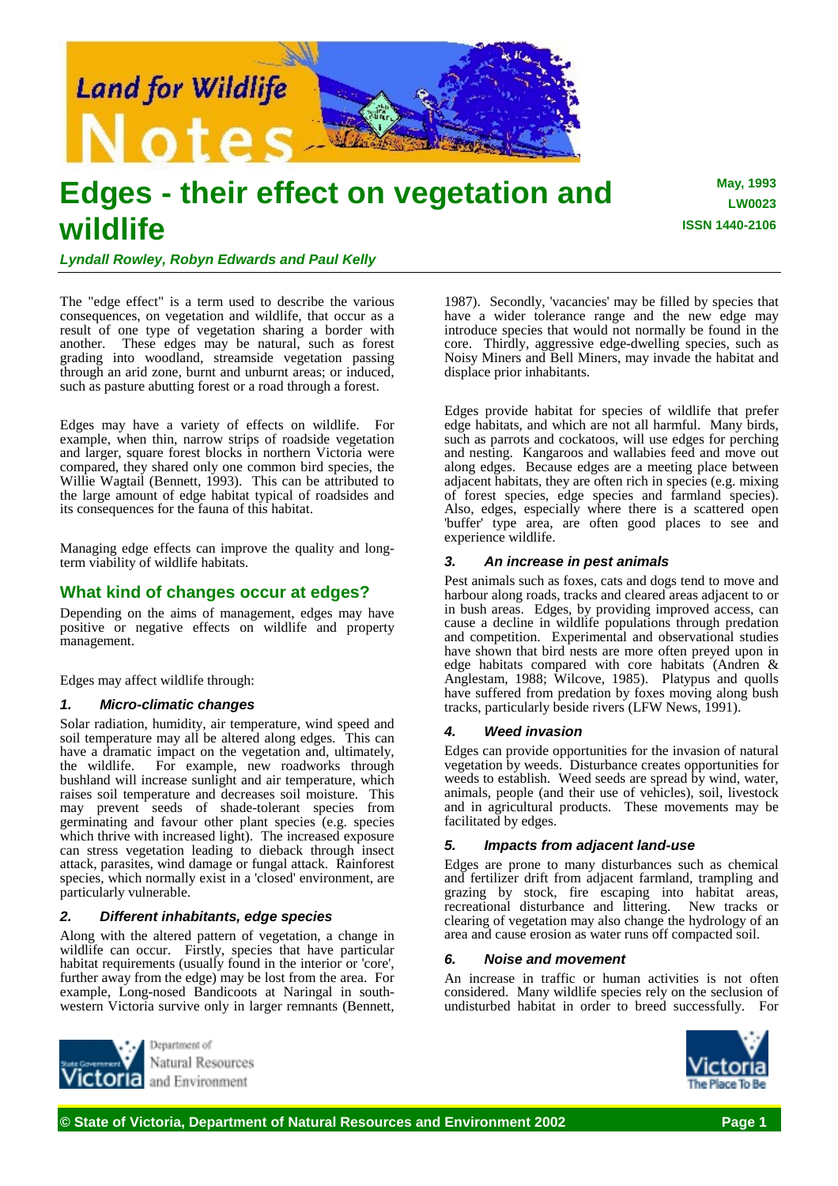# Edges - their effect on vegetation and wildlife

May, 1993
LW0023
ISSN 1440-2106

*Lyndall Rowley, Robyn Edwards and Paul Kelly*

The "edge effect" is a term used to describe the various consequences, on vegetation and wildlife, that occur as a result of one type of vegetation sharing a border with another. These edges may be natural, such as forest grading into woodland, streamside vegetation passing through an arid zone, burnt and unburnt areas; or induced, such as pasture abutting forest or a road through a forest.

Edges may have a variety of effects on wildlife. For example, when thin, narrow strips of roadside vegetation and larger, square forest blocks in northern Victoria were compared, they shared only one common bird species, the Willie Wagtail (Bennett, 1993). This can be attributed to the large amount of edge habitat typical of roadsides and its consequences for the fauna of this habitat.

Managing edge effects can improve the quality and long-term viability of wildlife habitats.

## What kind of changes occur at edges?

Depending on the aims of management, edges may have positive or negative effects on wildlife and property management.

Edges may affect wildlife through:

### *1. Micro-climatic changes*

Solar radiation, humidity, air temperature, wind speed and soil temperature may all be altered along edges. This can have a dramatic impact on the vegetation and, ultimately, the wildlife. For example, new roadworks through bushland will increase sunlight and air temperature, which raises soil temperature and decreases soil moisture. This may prevent seeds of shade-tolerant species from germinating and favour other plant species (e.g. species which thrive with increased light). The increased exposure can stress vegetation leading to dieback through insect attack, parasites, wind damage or fungal attack. Rainforest species, which normally exist in a 'closed' environment, are particularly vulnerable.

### *2. Different inhabitants, edge species*

Along with the altered pattern of vegetation, a change in wildlife can occur. Firstly, species that have particular habitat requirements (usually found in the interior or 'core', further away from the edge) may be lost from the area. For example, Long-nosed Bandicoots at Naringal in south-western Victoria survive only in larger remnants (Bennett, 1987). Secondly, 'vacancies' may be filled by species that have a wider tolerance range and the new edge may introduce species that would not normally be found in the core. Thirdly, aggressive edge-dwelling species, such as Noisy Miners and Bell Miners, may invade the habitat and displace prior inhabitants.

Edges provide habitat for species of wildlife that prefer edge habitats, and which are not all harmful. Many birds, such as parrots and cockatoos, will use edges for perching and nesting. Kangaroos and wallabies feed and move out along edges. Because edges are a meeting place between adjacent habitats, they are often rich in species (e.g. mixing of forest species, edge species and farmland species). Also, edges, especially where there is a scattered open 'buffer' type area, are often good places to see and experience wildlife.

### *3. An increase in pest animals*

Pest animals such as foxes, cats and dogs tend to move and harbour along roads, tracks and cleared areas adjacent to or in bush areas. Edges, by providing improved access, can cause a decline in wildlife populations through predation and competition. Experimental and observational studies have shown that bird nests are more often preyed upon in edge habitats compared with core habitats (Andren & Anglestam, 1988; Wilcove, 1985). Platypus and quolls have suffered from predation by foxes moving along bush tracks, particularly beside rivers (LFW News, 1991).

### *4. Weed invasion*

Edges can provide opportunities for the invasion of natural vegetation by weeds. Disturbance creates opportunities for weeds to establish. Weed seeds are spread by wind, water, animals, people (and their use of vehicles), soil, livestock and in agricultural products. These movements may be facilitated by edges.

### *5. Impacts from adjacent land-use*

Edges are prone to many disturbances such as chemical and fertilizer drift from adjacent farmland, trampling and grazing by stock, fire escaping into habitat areas, recreational disturbance and littering. New tracks or clearing of vegetation may also change the hydrology of an area and cause erosion as water runs off compacted soil.

### *6. Noise and movement*

An increase in traffic or human activities is not often considered. Many wildlife species rely on the seclusion of undisturbed habitat in order to breed successfully. For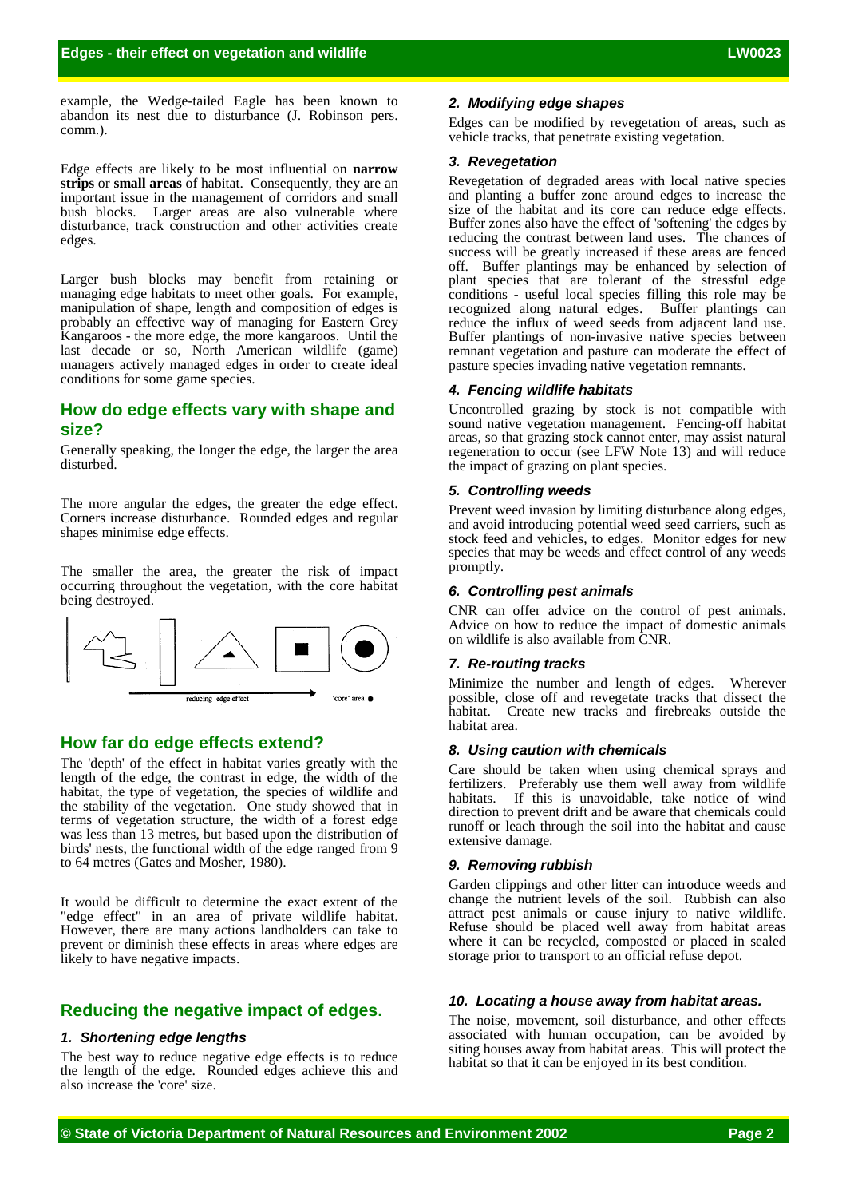example, the Wedge-tailed Eagle has been known to abandon its nest due to disturbance (J. Robinson pers. comm.).

Edge effects are likely to be most influential on **narrow strips** or **small areas** of habitat. Consequently, they are an important issue in the management of corridors and small bush blocks. Larger areas are also vulnerable where disturbance, track construction and other activities create edges.

Larger bush blocks may benefit from retaining or managing edge habitats to meet other goals. For example, manipulation of shape, length and composition of edges is probably an effective way of managing for Eastern Grey Kangaroos - the more edge, the more kangaroos. Until the last decade or so, North American wildlife (game) managers actively managed edges in order to create ideal conditions for some game species.

## How do edge effects vary with shape and size?

Generally speaking, the longer the edge, the larger the area disturbed.

The more angular the edges, the greater the edge effect. Corners increase disturbance. Rounded edges and regular shapes minimise edge effects.

The smaller the area, the greater the risk of impact occurring throughout the vegetation, with the core habitat being destroyed.

reducing edge effect → 'core' area ●

## How far do edge effects extend?

The 'depth' of the effect in habitat varies greatly with the length of the edge, the contrast in edge, the width of the habitat, the type of vegetation, the species of wildlife and the stability of the vegetation. One study showed that in terms of vegetation structure, the width of a forest edge was less than 13 metres, but based upon the distribution of birds' nests, the functional width of the edge ranged from 9 to 64 metres (Gates and Mosher, 1980).

It would be difficult to determine the exact extent of the "edge effect" in an area of private wildlife habitat. However, there are many actions landholders can take to prevent or diminish these effects in areas where edges are likely to have negative impacts.

## Reducing the negative impact of edges.

### *1. Shortening edge lengths*

The best way to reduce negative edge effects is to reduce the length of the edge. Rounded edges achieve this and also increase the 'core' size.

### *2. Modifying edge shapes*

Edges can be modified by revegetation of areas, such as vehicle tracks, that penetrate existing vegetation.

### *3. Revegetation*

Revegetation of degraded areas with local native species and planting a buffer zone around edges to increase the size of the habitat and its core can reduce edge effects. Buffer zones also have the effect of 'softening' the edges by reducing the contrast between land uses. The chances of success will be greatly increased if these areas are fenced off. Buffer plantings may be enhanced by selection of plant species that are tolerant of the stressful edge conditions - useful local species filling this role may be recognized along natural edges. Buffer plantings can reduce the influx of weed seeds from adjacent land use. Buffer plantings of non-invasive native species between remnant vegetation and pasture can moderate the effect of pasture species invading native vegetation remnants.

### *4. Fencing wildlife habitats*

Uncontrolled grazing by stock is not compatible with sound native vegetation management. Fencing-off habitat areas, so that grazing stock cannot enter, may assist natural regeneration to occur (see LFW Note 13) and will reduce the impact of grazing on plant species.

### *5. Controlling weeds*

Prevent weed invasion by limiting disturbance along edges, and avoid introducing potential weed seed carriers, such as stock feed and vehicles, to edges. Monitor edges for new species that may be weeds and effect control of any weeds promptly.

### *6. Controlling pest animals*

CNR can offer advice on the control of pest animals. Advice on how to reduce the impact of domestic animals on wildlife is also available from CNR.

### *7. Re-routing tracks*

Minimize the number and length of edges. Wherever possible, close off and revegetate tracks that dissect the habitat. Create new tracks and firebreaks outside the habitat area.

### *8. Using caution with chemicals*

Care should be taken when using chemical sprays and fertilizers. Preferably use them well away from wildlife habitats. If this is unavoidable, take notice of wind direction to prevent drift and be aware that chemicals could runoff or leach through the soil into the habitat and cause extensive damage.

### *9. Removing rubbish*

Garden clippings and other litter can introduce weeds and change the nutrient levels of the soil. Rubbish can also attract pest animals or cause injury to native wildlife. Refuse should be placed well away from habitat areas where it can be recycled, composted or placed in sealed storage prior to transport to an official refuse depot.

### *10. Locating a house away from habitat areas.*

The noise, movement, soil disturbance, and other effects associated with human occupation, can be avoided by siting houses away from habitat areas. This will protect the habitat so that it can be enjoyed in its best condition.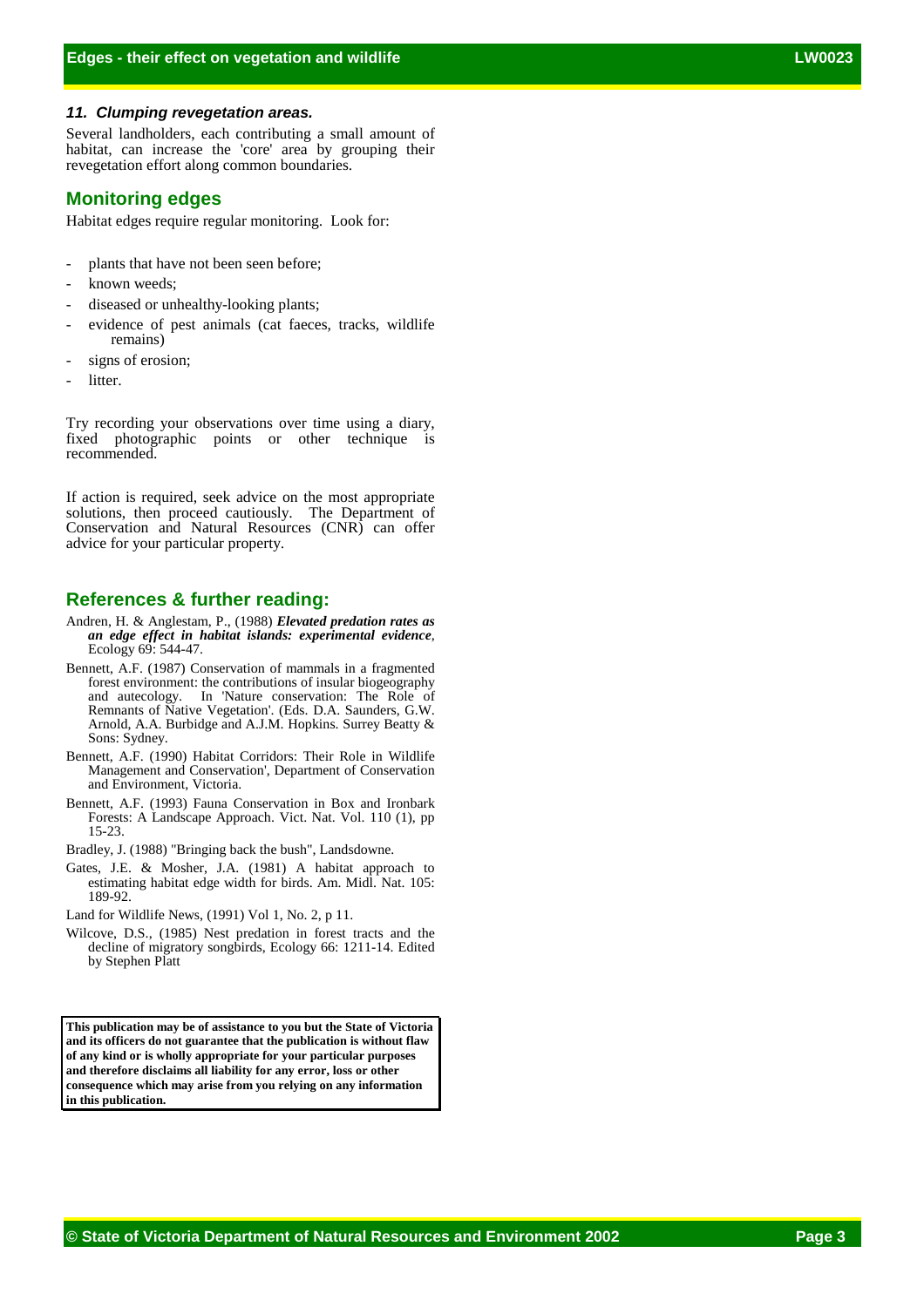### *11. Clumping revegetation areas.*

Several landholders, each contributing a small amount of habitat, can increase the 'core' area by grouping their revegetation effort along common boundaries.

## Monitoring edges

Habitat edges require regular monitoring. Look for:

- plants that have not been seen before;
- known weeds;
- diseased or unhealthy-looking plants;
- evidence of pest animals (cat faeces, tracks, wildlife remains)
- signs of erosion;
- litter.

Try recording your observations over time using a diary, fixed photographic points or other technique is recommended.

If action is required, seek advice on the most appropriate solutions, then proceed cautiously. The Department of Conservation and Natural Resources (CNR) can offer advice for your particular property.

## References & further reading:

Andren, H. & Anglestam, P., (1988) ***Elevated predation rates as an edge effect in habitat islands: experimental evidence***, Ecology 69: 544-47.

Bennett, A.F. (1987) Conservation of mammals in a fragmented forest environment: the contributions of insular biogeography and autecology. In 'Nature conservation: The Role of Remnants of Native Vegetation'. (Eds. D.A. Saunders, G.W. Arnold, A.A. Burbidge and A.J.M. Hopkins. Surrey Beatty & Sons: Sydney.

Bennett, A.F. (1990) Habitat Corridors: Their Role in Wildlife Management and Conservation', Department of Conservation and Environment, Victoria.

Bennett, A.F. (1993) Fauna Conservation in Box and Ironbark Forests: A Landscape Approach. Vict. Nat. Vol. 110 (1), pp 15-23.

Bradley, J. (1988) "Bringing back the bush", Landsdowne.

Gates, J.E. & Mosher, J.A. (1981) A habitat approach to estimating habitat edge width for birds. Am. Midl. Nat. 105: 189-92.

Land for Wildlife News, (1991) Vol 1, No. 2, p 11.

Wilcove, D.S., (1985) Nest predation in forest tracts and the decline of migratory songbirds, Ecology 66: 1211-14. Edited by Stephen Platt

**This publication may be of assistance to you but the State of Victoria and its officers do not guarantee that the publication is without flaw of any kind or is wholly appropriate for your particular purposes and therefore disclaims all liability for any error, loss or other consequence which may arise from you relying on any information in this publication.**